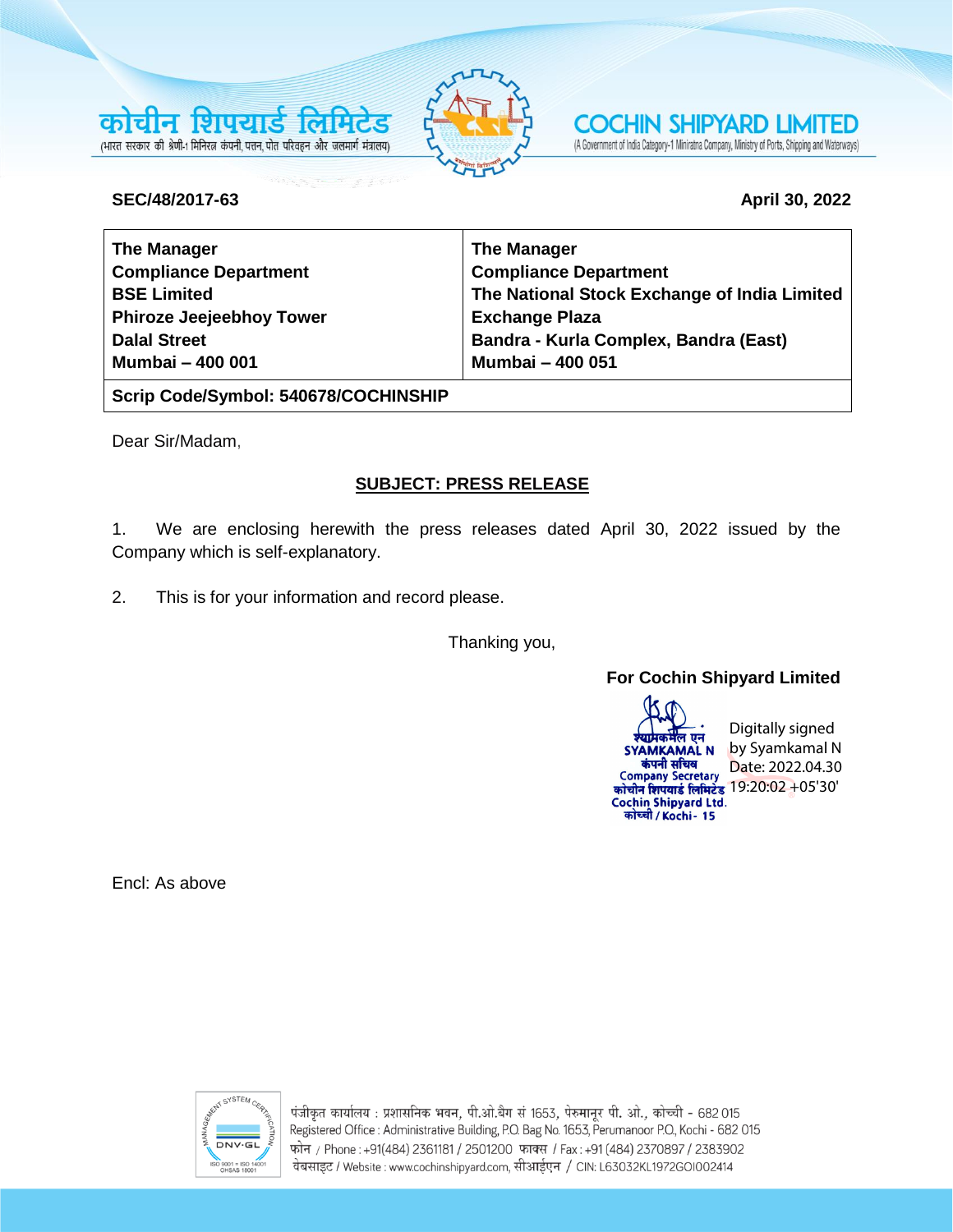कोचीन शिपयार्ड लिमिटेड
(भारत सरकार की श्रेणी-1 मिनिरत्न कंपनी, पत्तन, पोत परिवहन और जलमार्ग मंत्रालय)

COCHIN SHIPYARD LIMITED
(A Government of India Category-1 Miniratna Company, Ministry of Ports, Shipping and Waterways)

**SEC/48/2017-63** **April 30, 2022**

| **The Manager<br>Compliance Department<br>BSE Limited<br>Phiroze Jeejeebhoy Tower<br>Dalal Street<br>Mumbai – 400 001** | **The Manager<br>Compliance Department<br>The National Stock Exchange of India Limited<br>Exchange Plaza<br>Bandra - Kurla Complex, Bandra (East)<br>Mumbai – 400 051** |
|---|---|
| **Scrip Code/Symbol: 540678/COCHINSHIP** | |

Dear Sir/Madam,

**SUBJECT: PRESS RELEASE**

1. We are enclosing herewith the press releases dated April 30, 2022 issued by the Company which is self-explanatory.

2. This is for your information and record please.

Thanking you,

**For Cochin Shipyard Limited**

श्यामकमल एन
SYAMKAMAL N
कंपनी सचिव
Company Secretary
कोचीन शिपयार्ड लिमिटेड
Cochin Shipyard Ltd.
कोच्ची / Kochi- 15

Digitally signed by Syamkamal N
Date: 2022.04.30 19:20:02 +05'30'

Encl: As above

पंजीकृत कार्यालय : प्रशासनिक भवन, पी.ओ.बैग सं 1653, पेरुमानूर पी. ओ., कोच्ची - 682 015
Registered Office : Administrative Building, P.O. Bag No. 1653, Perumanoor P.O., Kochi - 682 015
फोन / Phone : +91(484) 2361181 / 2501200 फाक्स / Fax : +91 (484) 2370897 / 2383902
वेबसाइट / Website : www.cochinshipyard.com, सीआईएन / CIN: L63032KL1972GOI002414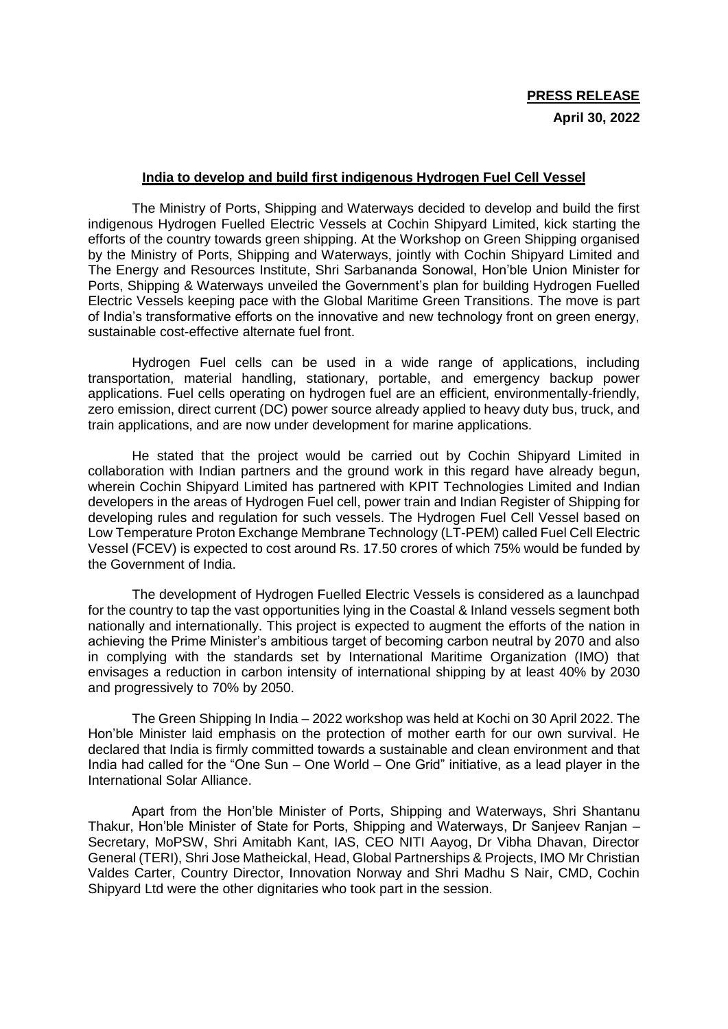**PRESS RELEASE**

**April 30, 2022**

**India to develop and build first indigenous Hydrogen Fuel Cell Vessel**

The Ministry of Ports, Shipping and Waterways decided to develop and build the first indigenous Hydrogen Fuelled Electric Vessels at Cochin Shipyard Limited, kick starting the efforts of the country towards green shipping. At the Workshop on Green Shipping organised by the Ministry of Ports, Shipping and Waterways, jointly with Cochin Shipyard Limited and The Energy and Resources Institute, Shri Sarbananda Sonowal, Hon'ble Union Minister for Ports, Shipping & Waterways unveiled the Government's plan for building Hydrogen Fuelled Electric Vessels keeping pace with the Global Maritime Green Transitions. The move is part of India's transformative efforts on the innovative and new technology front on green energy, sustainable cost-effective alternate fuel front.

Hydrogen Fuel cells can be used in a wide range of applications, including transportation, material handling, stationary, portable, and emergency backup power applications. Fuel cells operating on hydrogen fuel are an efficient, environmentally-friendly, zero emission, direct current (DC) power source already applied to heavy duty bus, truck, and train applications, and are now under development for marine applications.

He stated that the project would be carried out by Cochin Shipyard Limited in collaboration with Indian partners and the ground work in this regard have already begun, wherein Cochin Shipyard Limited has partnered with KPIT Technologies Limited and Indian developers in the areas of Hydrogen Fuel cell, power train and Indian Register of Shipping for developing rules and regulation for such vessels. The Hydrogen Fuel Cell Vessel based on Low Temperature Proton Exchange Membrane Technology (LT-PEM) called Fuel Cell Electric Vessel (FCEV) is expected to cost around Rs. 17.50 crores of which 75% would be funded by the Government of India.

The development of Hydrogen Fuelled Electric Vessels is considered as a launchpad for the country to tap the vast opportunities lying in the Coastal & Inland vessels segment both nationally and internationally. This project is expected to augment the efforts of the nation in achieving the Prime Minister's ambitious target of becoming carbon neutral by 2070 and also in complying with the standards set by International Maritime Organization (IMO) that envisages a reduction in carbon intensity of international shipping by at least 40% by 2030 and progressively to 70% by 2050.

The Green Shipping In India – 2022 workshop was held at Kochi on 30 April 2022. The Hon'ble Minister laid emphasis on the protection of mother earth for our own survival. He declared that India is firmly committed towards a sustainable and clean environment and that India had called for the "One Sun – One World – One Grid" initiative, as a lead player in the International Solar Alliance.

Apart from the Hon'ble Minister of Ports, Shipping and Waterways, Shri Shantanu Thakur, Hon'ble Minister of State for Ports, Shipping and Waterways, Dr Sanjeev Ranjan – Secretary, MoPSW, Shri Amitabh Kant, IAS, CEO NITI Aayog, Dr Vibha Dhavan, Director General (TERI), Shri Jose Matheickal, Head, Global Partnerships & Projects, IMO Mr Christian Valdes Carter, Country Director, Innovation Norway and Shri Madhu S Nair, CMD, Cochin Shipyard Ltd were the other dignitaries who took part in the session.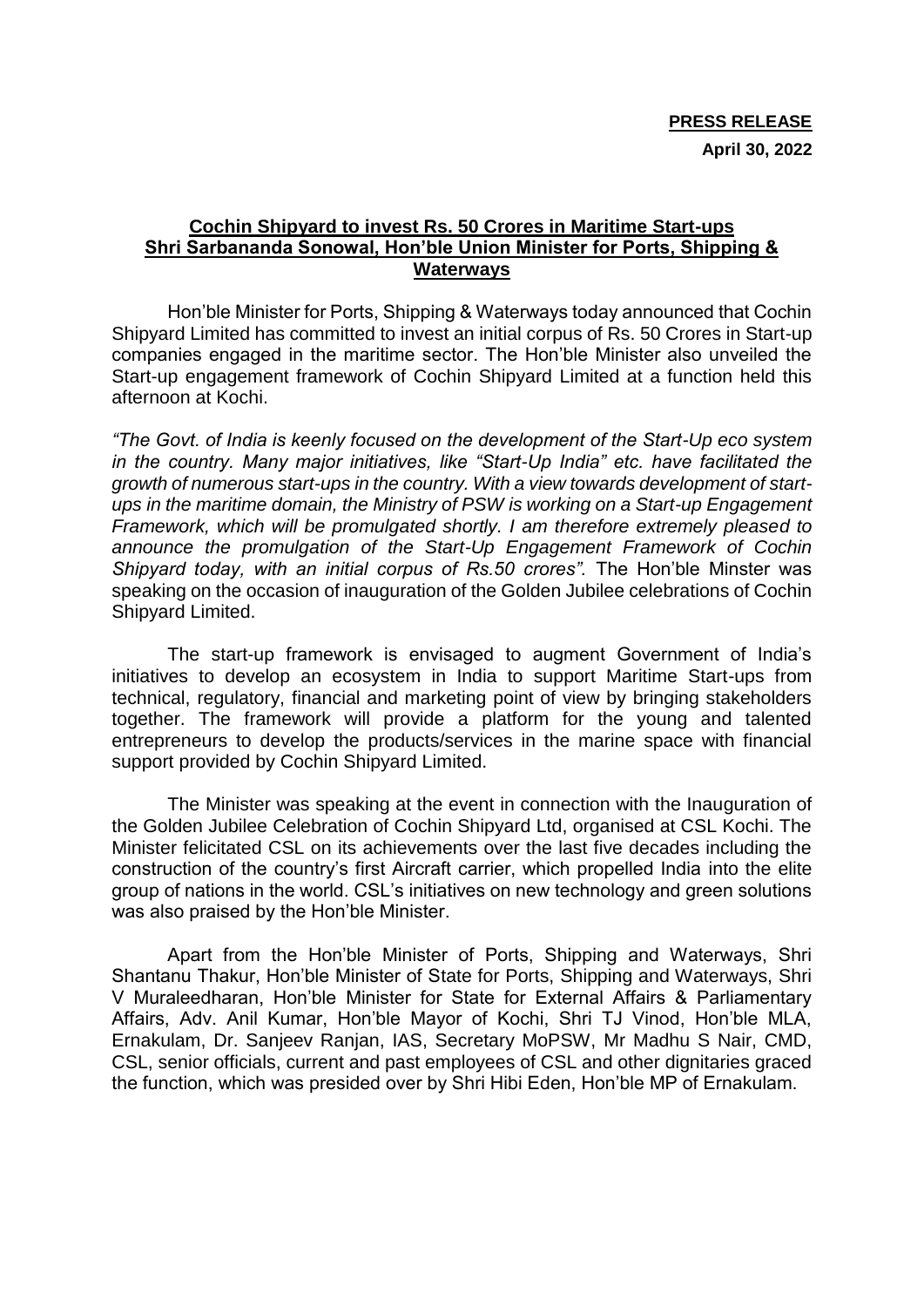**PRESS RELEASE**

**April 30, 2022**

## Cochin Shipyard to invest Rs. 50 Crores in Maritime Start-ups
## Shri Sarbananda Sonowal, Hon'ble Union Minister for Ports, Shipping & Waterways

Hon'ble Minister for Ports, Shipping & Waterways today announced that Cochin Shipyard Limited has committed to invest an initial corpus of Rs. 50 Crores in Start-up companies engaged in the maritime sector. The Hon'ble Minister also unveiled the Start-up engagement framework of Cochin Shipyard Limited at a function held this afternoon at Kochi.

*"The Govt. of India is keenly focused on the development of the Start-Up eco system in the country. Many major initiatives, like "Start-Up India" etc. have facilitated the growth of numerous start-ups in the country. With a view towards development of start-ups in the maritime domain, the Ministry of PSW is working on a Start-up Engagement Framework, which will be promulgated shortly. I am therefore extremely pleased to announce the promulgation of the Start-Up Engagement Framework of Cochin Shipyard today, with an initial corpus of Rs.50 crores".* The Hon'ble Minster was speaking on the occasion of inauguration of the Golden Jubilee celebrations of Cochin Shipyard Limited.

The start-up framework is envisaged to augment Government of India's initiatives to develop an ecosystem in India to support Maritime Start-ups from technical, regulatory, financial and marketing point of view by bringing stakeholders together. The framework will provide a platform for the young and talented entrepreneurs to develop the products/services in the marine space with financial support provided by Cochin Shipyard Limited.

The Minister was speaking at the event in connection with the Inauguration of the Golden Jubilee Celebration of Cochin Shipyard Ltd, organised at CSL Kochi. The Minister felicitated CSL on its achievements over the last five decades including the construction of the country's first Aircraft carrier, which propelled India into the elite group of nations in the world. CSL's initiatives on new technology and green solutions was also praised by the Hon'ble Minister.

Apart from the Hon'ble Minister of Ports, Shipping and Waterways, Shri Shantanu Thakur, Hon'ble Minister of State for Ports, Shipping and Waterways, Shri V Muraleedharan, Hon'ble Minister for State for External Affairs & Parliamentary Affairs, Adv. Anil Kumar, Hon'ble Mayor of Kochi, Shri TJ Vinod, Hon'ble MLA, Ernakulam, Dr. Sanjeev Ranjan, IAS, Secretary MoPSW, Mr Madhu S Nair, CMD, CSL, senior officials, current and past employees of CSL and other dignitaries graced the function, which was presided over by Shri Hibi Eden, Hon'ble MP of Ernakulam.